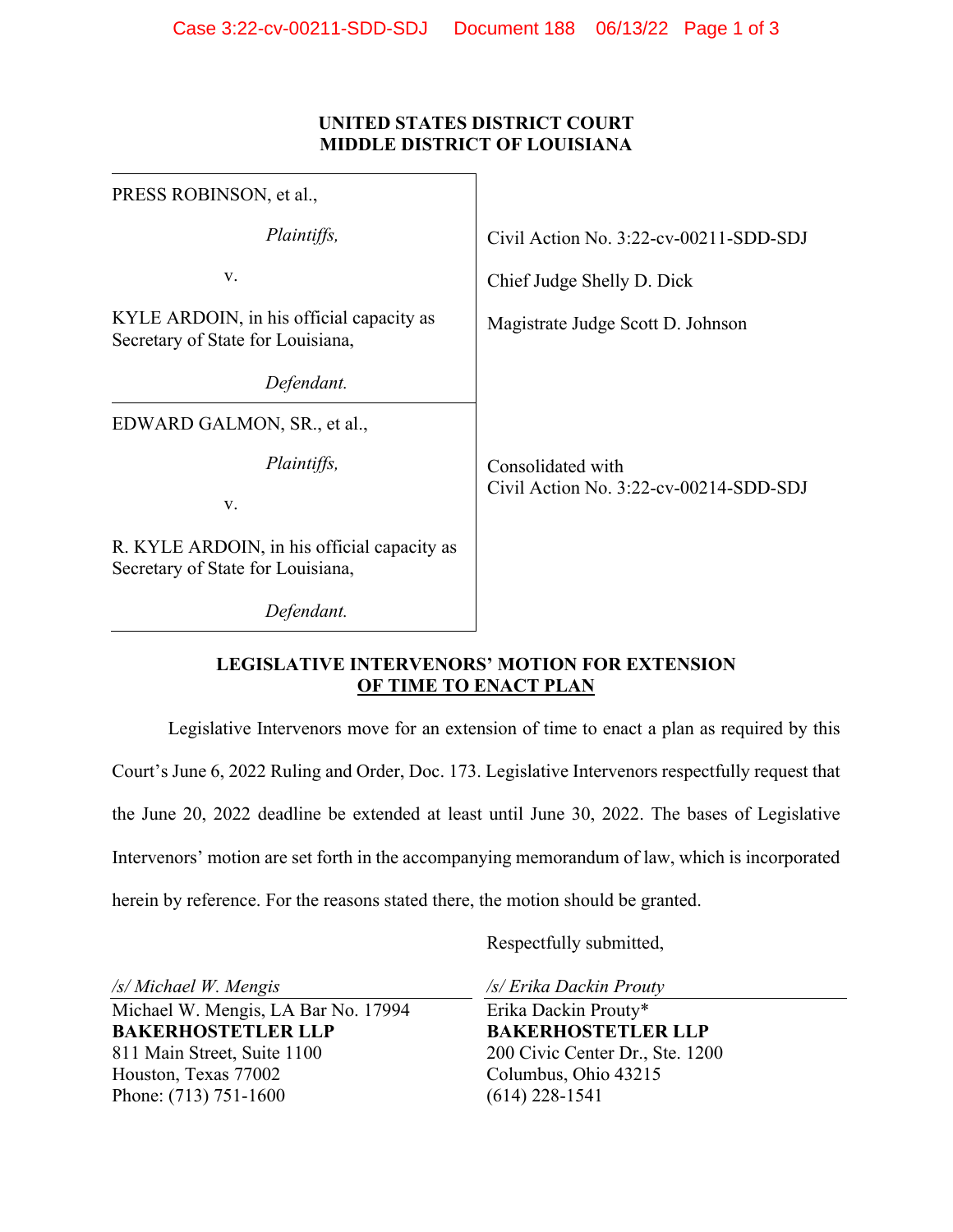**UNITED STATES DISTRICT COURT**
**MIDDLE DISTRICT OF LOUISIANA**

| | |
|---|---|
| PRESS ROBINSON, et al.,<br><br>*Plaintiffs,*<br><br>v.<br><br>KYLE ARDOIN, in his official capacity as Secretary of State for Louisiana,<br><br>*Defendant.* | Civil Action No. 3:22-cv-00211-SDD-SDJ<br><br>Chief Judge Shelly D. Dick<br><br>Magistrate Judge Scott D. Johnson |
| EDWARD GALMON, SR., et al.,<br><br>*Plaintiffs,*<br><br>v.<br><br>R. KYLE ARDOIN, in his official capacity as Secretary of State for Louisiana,<br><br>*Defendant.* | Consolidated with<br>Civil Action No. 3:22-cv-00214-SDD-SDJ |

**LEGISLATIVE INTERVENORS' MOTION FOR EXTENSION OF TIME TO ENACT PLAN**

Legislative Intervenors move for an extension of time to enact a plan as required by this Court's June 6, 2022 Ruling and Order, Doc. 173. Legislative Intervenors respectfully request that the June 20, 2022 deadline be extended at least until June 30, 2022. The bases of Legislative Intervenors' motion are set forth in the accompanying memorandum of law, which is incorporated herein by reference. For the reasons stated there, the motion should be granted.

Respectfully submitted,

*/s/ Michael W. Mengis*
Michael W. Mengis, LA Bar No. 17994
**BAKERHOSTETLER LLP**
811 Main Street, Suite 1100
Houston, Texas 77002
Phone: (713) 751-1600

*/s/ Erika Dackin Prouty*
Erika Dackin Prouty*
**BAKERHOSTETLER LLP**
200 Civic Center Dr., Ste. 1200
Columbus, Ohio 43215
(614) 228-1541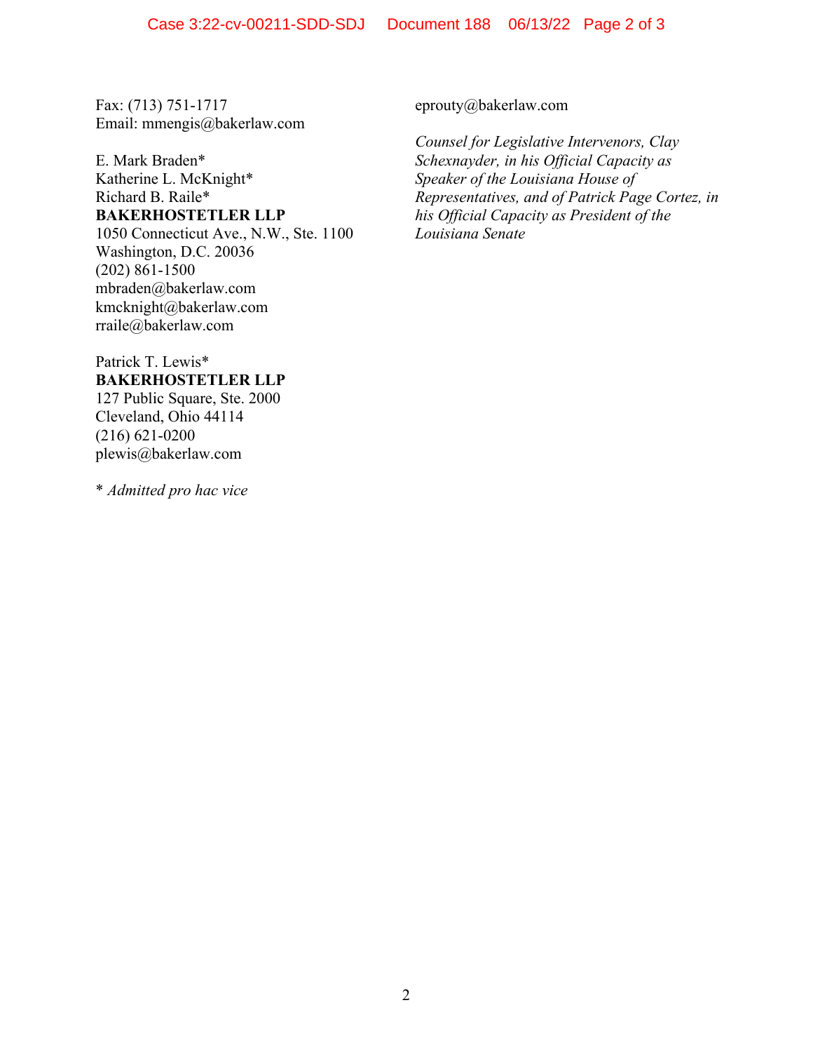Fax: (713) 751-1717
Email: mmengis@bakerlaw.com

E. Mark Braden*
Katherine L. McKnight*
Richard B. Raile*
**BAKERHOSTETLER LLP**
1050 Connecticut Ave., N.W., Ste. 1100
Washington, D.C. 20036
(202) 861-1500
mbraden@bakerlaw.com
kmcknight@bakerlaw.com
rraile@bakerlaw.com

Patrick T. Lewis*
**BAKERHOSTETLER LLP**
127 Public Square, Ste. 2000
Cleveland, Ohio 44114
(216) 621-0200
plewis@bakerlaw.com

\* *Admitted pro hac vice*

eprouty@bakerlaw.com

*Counsel for Legislative Intervenors, Clay Schexnayder, in his Official Capacity as Speaker of the Louisiana House of Representatives, and of Patrick Page Cortez, in his Official Capacity as President of the Louisiana Senate*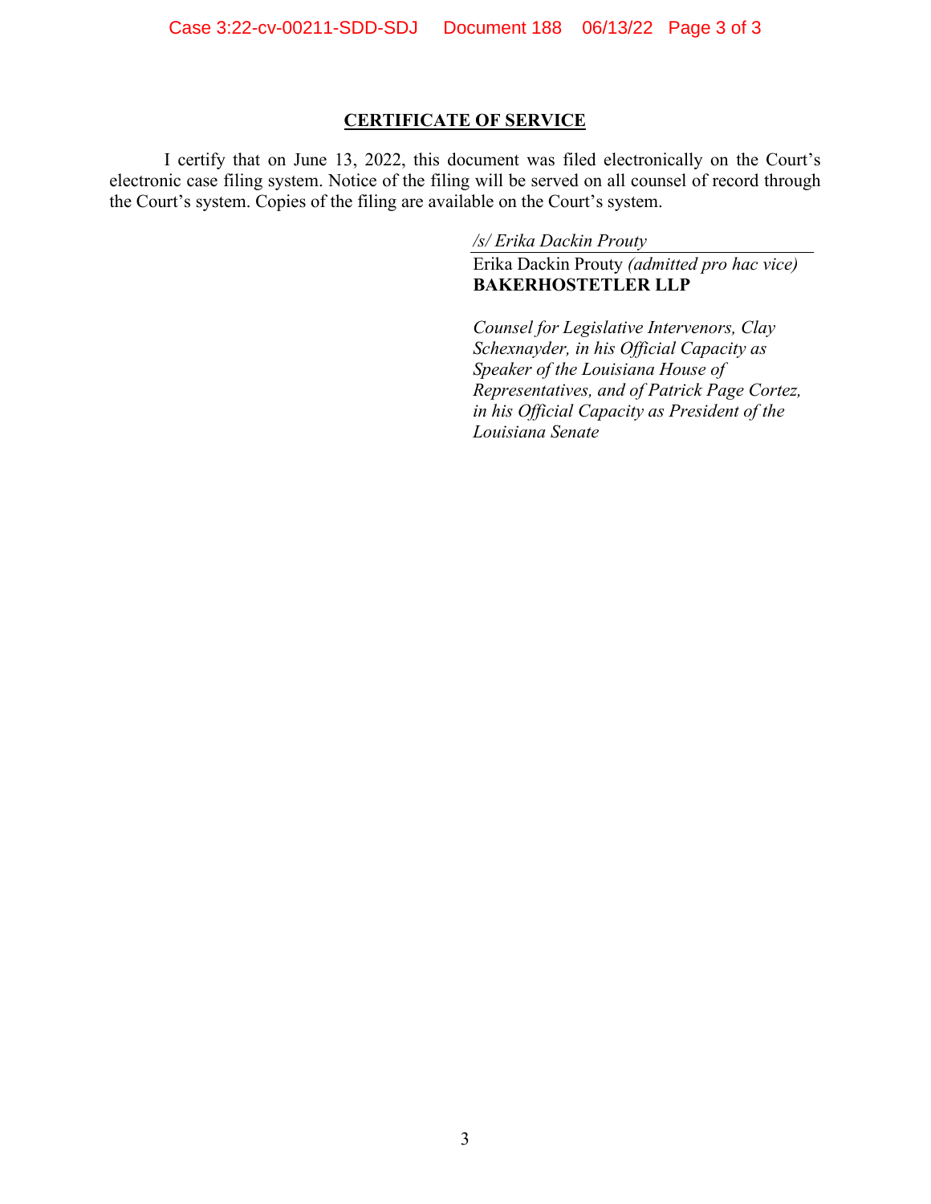## CERTIFICATE OF SERVICE

I certify that on June 13, 2022, this document was filed electronically on the Court's electronic case filing system. Notice of the filing will be served on all counsel of record through the Court's system. Copies of the filing are available on the Court's system.

*/s/ Erika Dackin Prouty*
Erika Dackin Prouty *(admitted pro hac vice)*
**BAKERHOSTETLER LLP**

*Counsel for Legislative Intervenors, Clay Schexnayder, in his Official Capacity as Speaker of the Louisiana House of Representatives, and of Patrick Page Cortez, in his Official Capacity as President of the Louisiana Senate*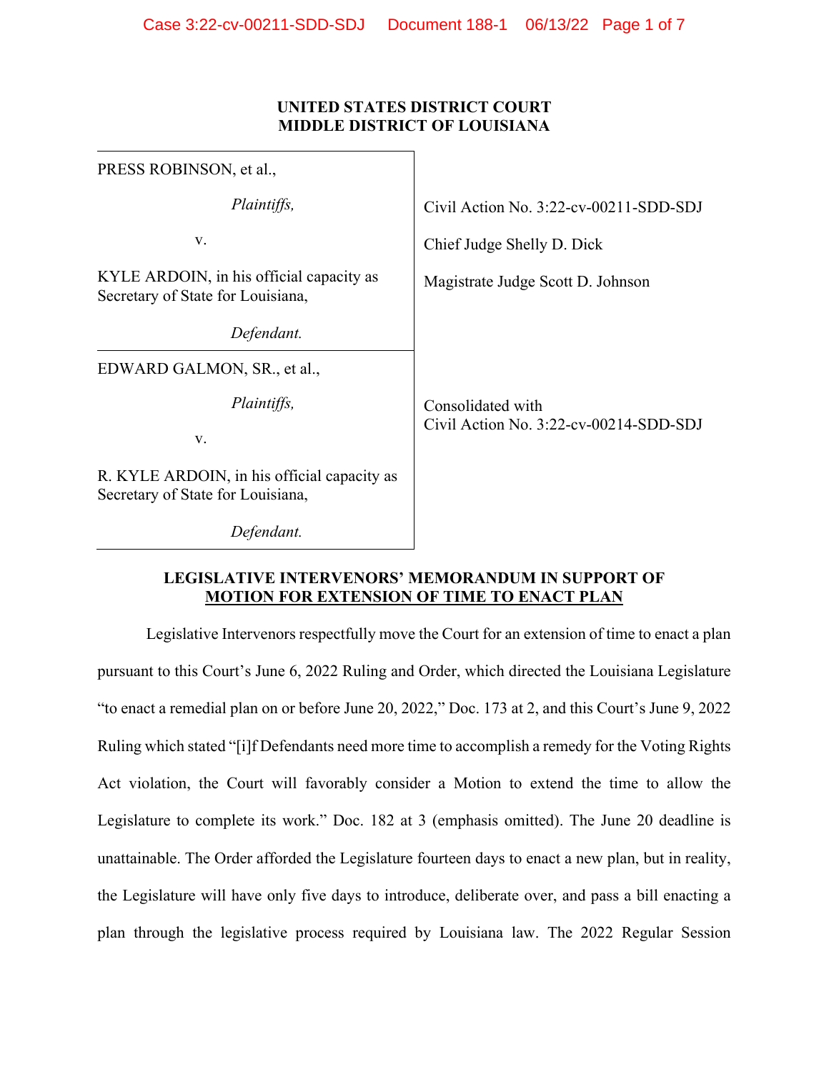**UNITED STATES DISTRICT COURT**
**MIDDLE DISTRICT OF LOUISIANA**

| | |
|---|---|
| PRESS ROBINSON, et al., *Plaintiffs,* v. KYLE ARDOIN, in his official capacity as Secretary of State for Louisiana, *Defendant.* | Civil Action No. 3:22-cv-00211-SDD-SDJ<br>Chief Judge Shelly D. Dick<br>Magistrate Judge Scott D. Johnson |
| EDWARD GALMON, SR., et al., *Plaintiffs,* v. R. KYLE ARDOIN, in his official capacity as Secretary of State for Louisiana, *Defendant.* | Consolidated with<br>Civil Action No. 3:22-cv-00214-SDD-SDJ |

**LEGISLATIVE INTERVENORS' MEMORANDUM IN SUPPORT OF**
**MOTION FOR EXTENSION OF TIME TO ENACT PLAN**

Legislative Intervenors respectfully move the Court for an extension of time to enact a plan pursuant to this Court's June 6, 2022 Ruling and Order, which directed the Louisiana Legislature "to enact a remedial plan on or before June 20, 2022," Doc. 173 at 2, and this Court's June 9, 2022 Ruling which stated "[i]f Defendants need more time to accomplish a remedy for the Voting Rights Act violation, the Court will favorably consider a Motion to extend the time to allow the Legislature to complete its work." Doc. 182 at 3 (emphasis omitted). The June 20 deadline is unattainable. The Order afforded the Legislature fourteen days to enact a new plan, but in reality, the Legislature will have only five days to introduce, deliberate over, and pass a bill enacting a plan through the legislative process required by Louisiana law. The 2022 Regular Session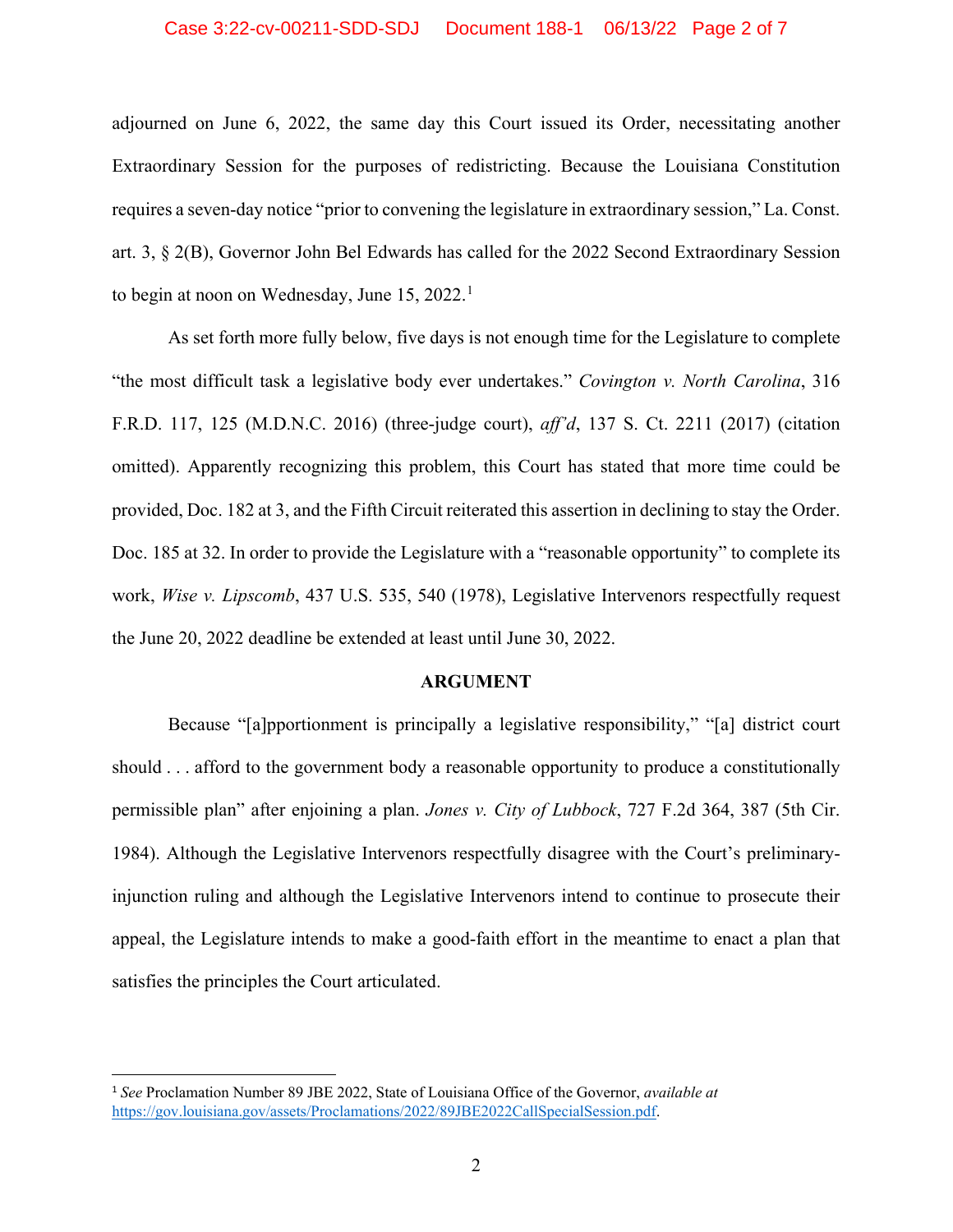adjourned on June 6, 2022, the same day this Court issued its Order, necessitating another Extraordinary Session for the purposes of redistricting. Because the Louisiana Constitution requires a seven-day notice "prior to convening the legislature in extraordinary session," La. Const. art. 3, § 2(B), Governor John Bel Edwards has called for the 2022 Second Extraordinary Session to begin at noon on Wednesday, June 15, 2022.[1]

As set forth more fully below, five days is not enough time for the Legislature to complete "the most difficult task a legislative body ever undertakes." *Covington v. North Carolina*, 316 F.R.D. 117, 125 (M.D.N.C. 2016) (three-judge court), *aff'd*, 137 S. Ct. 2211 (2017) (citation omitted). Apparently recognizing this problem, this Court has stated that more time could be provided, Doc. 182 at 3, and the Fifth Circuit reiterated this assertion in declining to stay the Order. Doc. 185 at 32. In order to provide the Legislature with a "reasonable opportunity" to complete its work, *Wise v. Lipscomb*, 437 U.S. 535, 540 (1978), Legislative Intervenors respectfully request the June 20, 2022 deadline be extended at least until June 30, 2022.

## ARGUMENT

Because "[a]pportionment is principally a legislative responsibility," "[a] district court should . . . afford to the government body a reasonable opportunity to produce a constitutionally permissible plan" after enjoining a plan. *Jones v. City of Lubbock*, 727 F.2d 364, 387 (5th Cir. 1984). Although the Legislative Intervenors respectfully disagree with the Court's preliminary-injunction ruling and although the Legislative Intervenors intend to continue to prosecute their appeal, the Legislature intends to make a good-faith effort in the meantime to enact a plan that satisfies the principles the Court articulated.

---

[1] *See* Proclamation Number 89 JBE 2022, State of Louisiana Office of the Governor, *available at* https://gov.louisiana.gov/assets/Proclamations/2022/89JBE2022CallSpecialSession.pdf.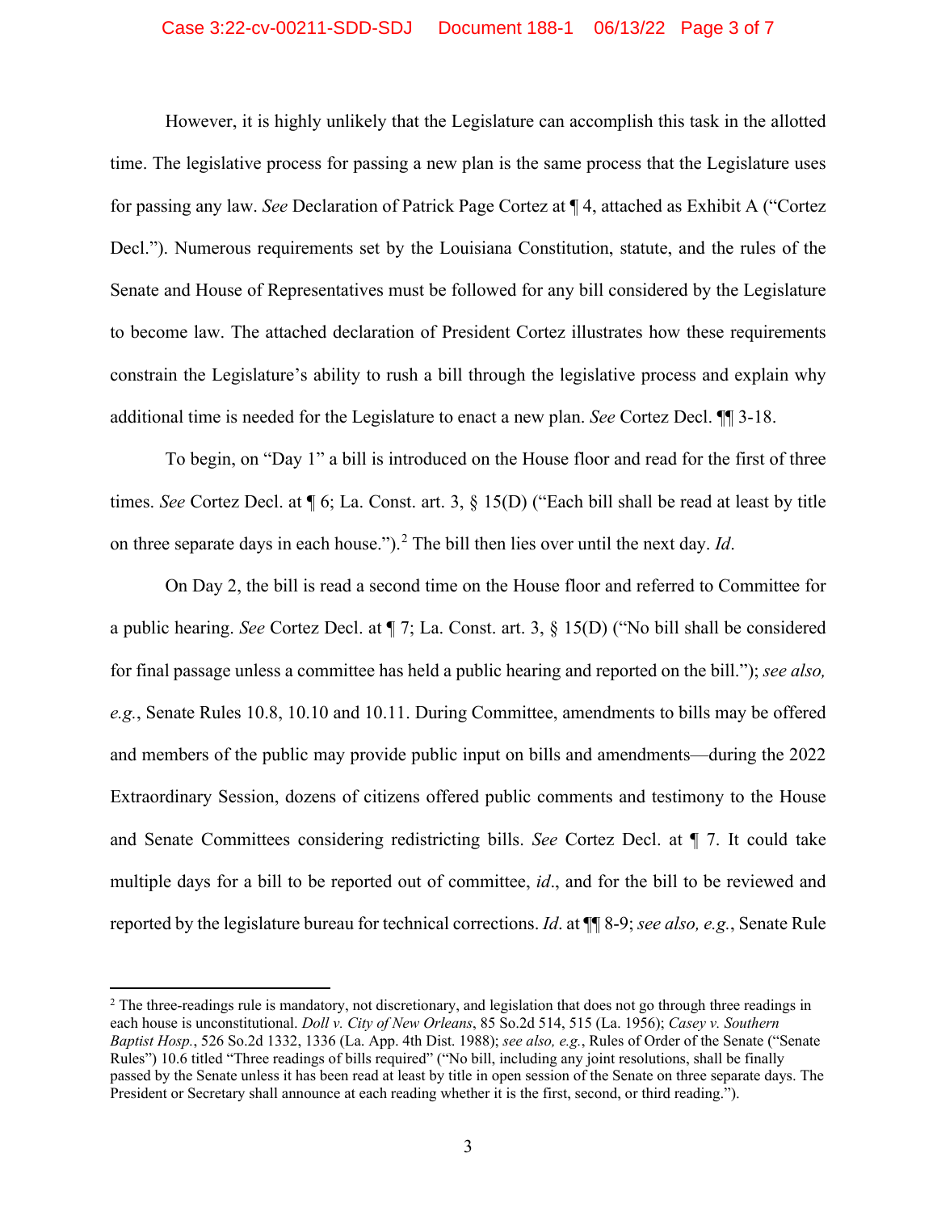However, it is highly unlikely that the Legislature can accomplish this task in the allotted time. The legislative process for passing a new plan is the same process that the Legislature uses for passing any law. *See* Declaration of Patrick Page Cortez at ¶ 4, attached as Exhibit A ("Cortez Decl."). Numerous requirements set by the Louisiana Constitution, statute, and the rules of the Senate and House of Representatives must be followed for any bill considered by the Legislature to become law. The attached declaration of President Cortez illustrates how these requirements constrain the Legislature's ability to rush a bill through the legislative process and explain why additional time is needed for the Legislature to enact a new plan. *See* Cortez Decl. ¶¶ 3-18.

To begin, on "Day 1" a bill is introduced on the House floor and read for the first of three times. *See* Cortez Decl. at ¶ 6; La. Const. art. 3, § 15(D) ("Each bill shall be read at least by title on three separate days in each house.").[2] The bill then lies over until the next day. *Id*.

On Day 2, the bill is read a second time on the House floor and referred to Committee for a public hearing. *See* Cortez Decl. at ¶ 7; La. Const. art. 3, § 15(D) ("No bill shall be considered for final passage unless a committee has held a public hearing and reported on the bill."); *see also, e.g.*, Senate Rules 10.8, 10.10 and 10.11. During Committee, amendments to bills may be offered and members of the public may provide public input on bills and amendments—during the 2022 Extraordinary Session, dozens of citizens offered public comments and testimony to the House and Senate Committees considering redistricting bills. *See* Cortez Decl. at ¶ 7. It could take multiple days for a bill to be reported out of committee, *id*., and for the bill to be reviewed and reported by the legislature bureau for technical corrections. *Id*. at ¶¶ 8-9; *see also, e.g.*, Senate Rule

---

[2] The three-readings rule is mandatory, not discretionary, and legislation that does not go through three readings in each house is unconstitutional. *Doll v. City of New Orleans*, 85 So.2d 514, 515 (La. 1956); *Casey v. Southern Baptist Hosp.*, 526 So.2d 1332, 1336 (La. App. 4th Dist. 1988); *see also, e.g.*, Rules of Order of the Senate ("Senate Rules") 10.6 titled "Three readings of bills required" ("No bill, including any joint resolutions, shall be finally passed by the Senate unless it has been read at least by title in open session of the Senate on three separate days. The President or Secretary shall announce at each reading whether it is the first, second, or third reading.").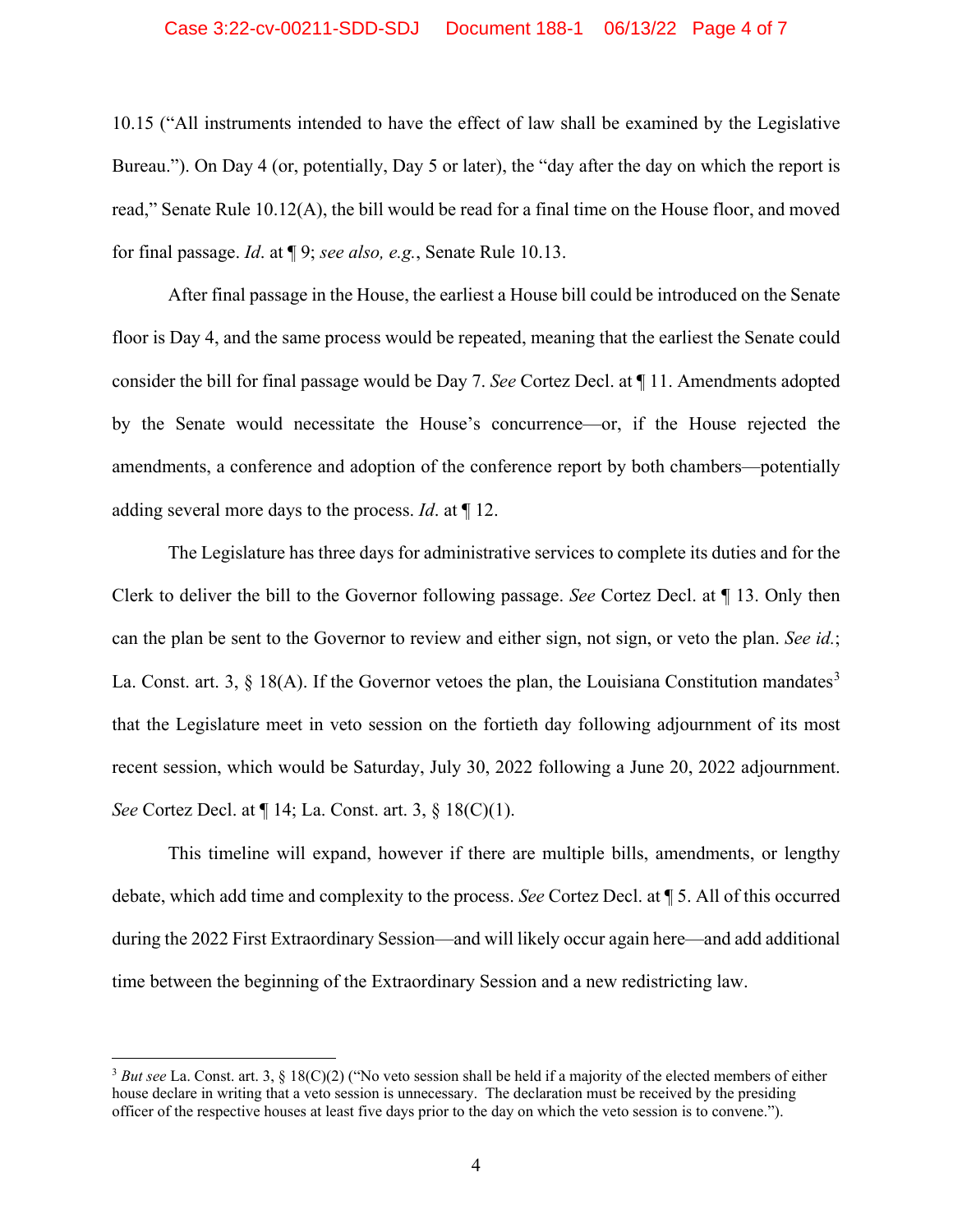10.15 ("All instruments intended to have the effect of law shall be examined by the Legislative Bureau."). On Day 4 (or, potentially, Day 5 or later), the "day after the day on which the report is read," Senate Rule 10.12(A), the bill would be read for a final time on the House floor, and moved for final passage. *Id*. at ¶ 9; *see also, e.g.*, Senate Rule 10.13.

After final passage in the House, the earliest a House bill could be introduced on the Senate floor is Day 4, and the same process would be repeated, meaning that the earliest the Senate could consider the bill for final passage would be Day 7. *See* Cortez Decl. at ¶ 11. Amendments adopted by the Senate would necessitate the House's concurrence—or, if the House rejected the amendments, a conference and adoption of the conference report by both chambers—potentially adding several more days to the process. *Id*. at ¶ 12.

The Legislature has three days for administrative services to complete its duties and for the Clerk to deliver the bill to the Governor following passage. *See* Cortez Decl. at ¶ 13. Only then can the plan be sent to the Governor to review and either sign, not sign, or veto the plan. *See id.*; La. Const. art. 3, § 18(A). If the Governor vetoes the plan, the Louisiana Constitution mandates[3] that the Legislature meet in veto session on the fortieth day following adjournment of its most recent session, which would be Saturday, July 30, 2022 following a June 20, 2022 adjournment. *See* Cortez Decl. at ¶ 14; La. Const. art. 3, § 18(C)(1).

This timeline will expand, however if there are multiple bills, amendments, or lengthy debate, which add time and complexity to the process. *See* Cortez Decl. at ¶ 5. All of this occurred during the 2022 First Extraordinary Session—and will likely occur again here—and add additional time between the beginning of the Extraordinary Session and a new redistricting law.

[3] *But see* La. Const. art. 3, § 18(C)(2) ("No veto session shall be held if a majority of the elected members of either house declare in writing that a veto session is unnecessary. The declaration must be received by the presiding officer of the respective houses at least five days prior to the day on which the veto session is to convene.").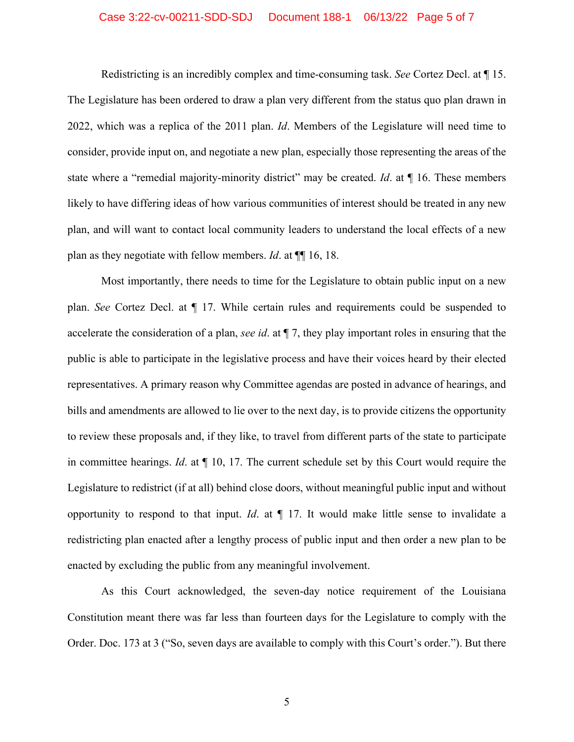Redistricting is an incredibly complex and time-consuming task. *See* Cortez Decl. at ¶ 15. The Legislature has been ordered to draw a plan very different from the status quo plan drawn in 2022, which was a replica of the 2011 plan. *Id*. Members of the Legislature will need time to consider, provide input on, and negotiate a new plan, especially those representing the areas of the state where a "remedial majority-minority district" may be created. *Id*. at ¶ 16. These members likely to have differing ideas of how various communities of interest should be treated in any new plan, and will want to contact local community leaders to understand the local effects of a new plan as they negotiate with fellow members. *Id*. at ¶¶ 16, 18.

Most importantly, there needs to time for the Legislature to obtain public input on a new plan. *See* Cortez Decl. at ¶ 17. While certain rules and requirements could be suspended to accelerate the consideration of a plan, *see id*. at ¶ 7, they play important roles in ensuring that the public is able to participate in the legislative process and have their voices heard by their elected representatives. A primary reason why Committee agendas are posted in advance of hearings, and bills and amendments are allowed to lie over to the next day, is to provide citizens the opportunity to review these proposals and, if they like, to travel from different parts of the state to participate in committee hearings. *Id*. at ¶ 10, 17. The current schedule set by this Court would require the Legislature to redistrict (if at all) behind close doors, without meaningful public input and without opportunity to respond to that input. *Id*. at ¶ 17. It would make little sense to invalidate a redistricting plan enacted after a lengthy process of public input and then order a new plan to be enacted by excluding the public from any meaningful involvement.

As this Court acknowledged, the seven-day notice requirement of the Louisiana Constitution meant there was far less than fourteen days for the Legislature to comply with the Order. Doc. 173 at 3 ("So, seven days are available to comply with this Court's order."). But there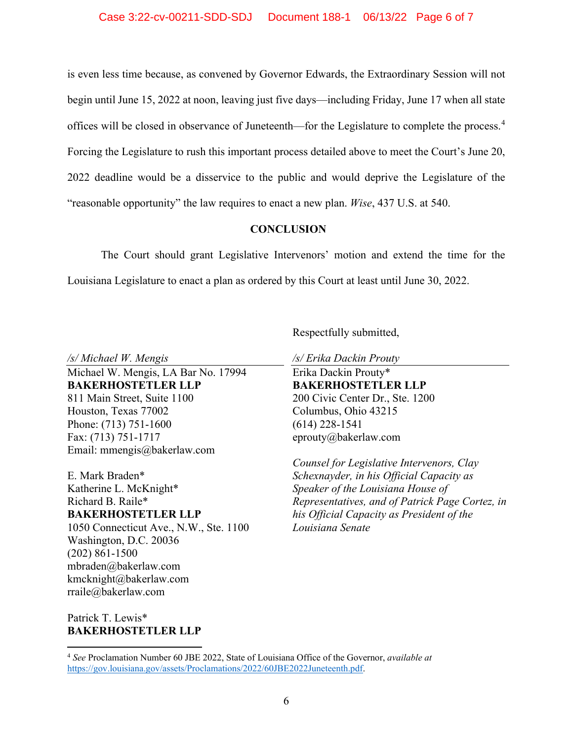is even less time because, as convened by Governor Edwards, the Extraordinary Session will not begin until June 15, 2022 at noon, leaving just five days—including Friday, June 17 when all state offices will be closed in observance of Juneteenth—for the Legislature to complete the process.[4] Forcing the Legislature to rush this important process detailed above to meet the Court's June 20, 2022 deadline would be a disservice to the public and would deprive the Legislature of the "reasonable opportunity" the law requires to enact a new plan. *Wise*, 437 U.S. at 540.

**CONCLUSION**

The Court should grant Legislative Intervenors' motion and extend the time for the Louisiana Legislature to enact a plan as ordered by this Court at least until June 30, 2022.

Respectfully submitted,

*/s/ Michael W. Mengis*
Michael W. Mengis, LA Bar No. 17994
**BAKERHOSTETLER LLP**
811 Main Street, Suite 1100
Houston, Texas 77002
Phone: (713) 751-1600
Fax: (713) 751-1717
Email: mmengis@bakerlaw.com

E. Mark Braden*
Katherine L. McKnight*
Richard B. Raile*
**BAKERHOSTETLER LLP**
1050 Connecticut Ave., N.W., Ste. 1100
Washington, D.C. 20036
(202) 861-1500
mbraden@bakerlaw.com
kmcknight@bakerlaw.com
rraile@bakerlaw.com

Patrick T. Lewis*
**BAKERHOSTETLER LLP**

*/s/ Erika Dackin Prouty*
Erika Dackin Prouty*
**BAKERHOSTETLER LLP**
200 Civic Center Dr., Ste. 1200
Columbus, Ohio 43215
(614) 228-1541
eprouty@bakerlaw.com

*Counsel for Legislative Intervenors, Clay Schexnayder, in his Official Capacity as Speaker of the Louisiana House of Representatives, and of Patrick Page Cortez, in his Official Capacity as President of the Louisiana Senate*

[4] *See* Proclamation Number 60 JBE 2022, State of Louisiana Office of the Governor, *available at* https://gov.louisiana.gov/assets/Proclamations/2022/60JBE2022Juneteenth.pdf.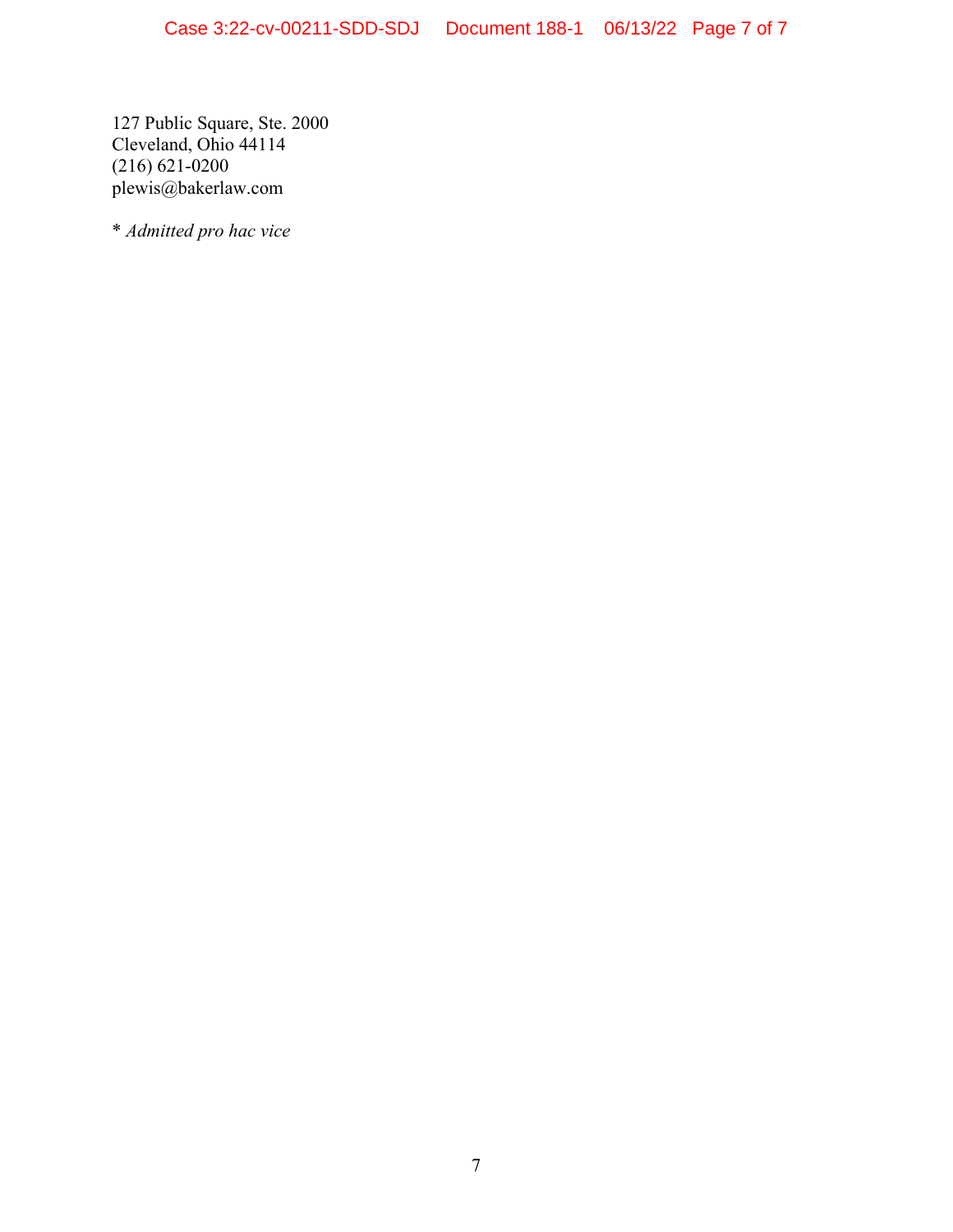127 Public Square, Ste. 2000
Cleveland, Ohio 44114
(216) 621-0200
plewis@bakerlaw.com

* *Admitted pro hac vice*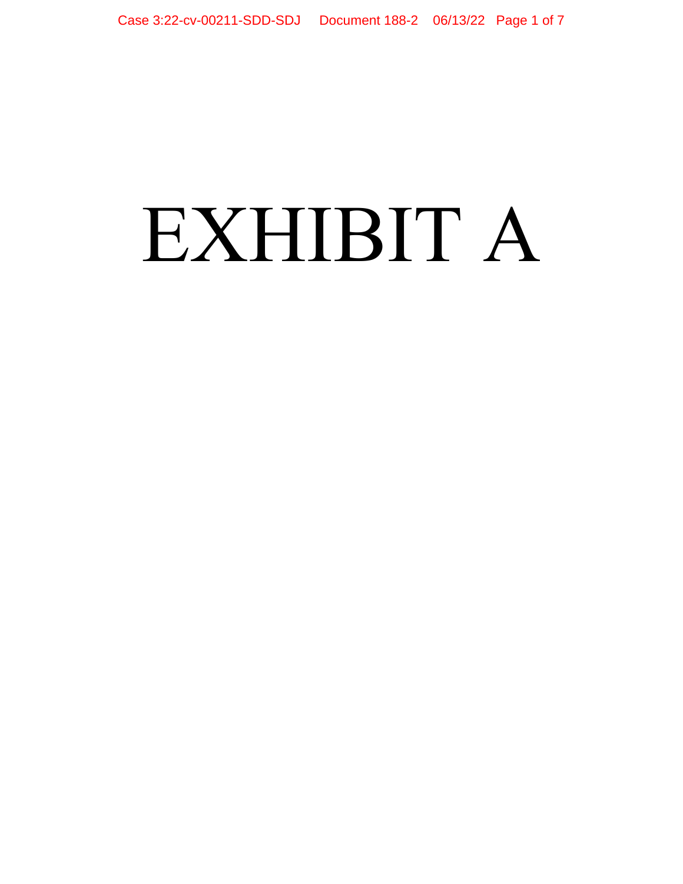# EXHIBIT A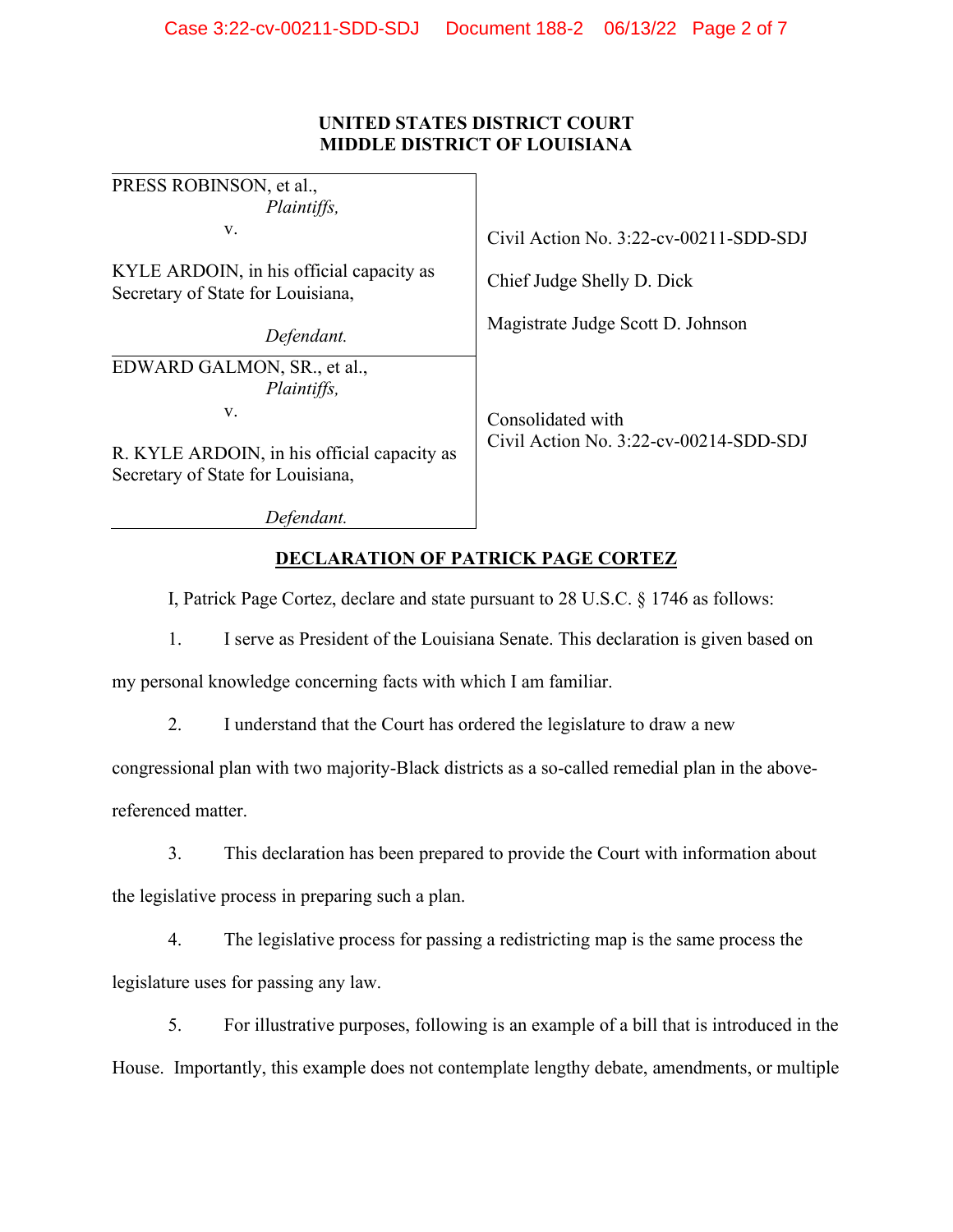**UNITED STATES DISTRICT COURT**
**MIDDLE DISTRICT OF LOUISIANA**

| | |
|---|---|
| PRESS ROBINSON, et al., *Plaintiffs,* v. KYLE ARDOIN, in his official capacity as Secretary of State for Louisiana, *Defendant.* | Civil Action No. 3:22-cv-00211-SDD-SDJ Chief Judge Shelly D. Dick Magistrate Judge Scott D. Johnson |
| EDWARD GALMON, SR., et al., *Plaintiffs,* v. R. KYLE ARDOIN, in his official capacity as Secretary of State for Louisiana, *Defendant.* | Consolidated with Civil Action No. 3:22-cv-00214-SDD-SDJ |

**DECLARATION OF PATRICK PAGE CORTEZ**

I, Patrick Page Cortez, declare and state pursuant to 28 U.S.C. § 1746 as follows:

1. I serve as President of the Louisiana Senate. This declaration is given based on my personal knowledge concerning facts with which I am familiar.

2. I understand that the Court has ordered the legislature to draw a new congressional plan with two majority-Black districts as a so-called remedial plan in the above-referenced matter.

3. This declaration has been prepared to provide the Court with information about the legislative process in preparing such a plan.

4. The legislative process for passing a redistricting map is the same process the legislature uses for passing any law.

5. For illustrative purposes, following is an example of a bill that is introduced in the House. Importantly, this example does not contemplate lengthy debate, amendments, or multiple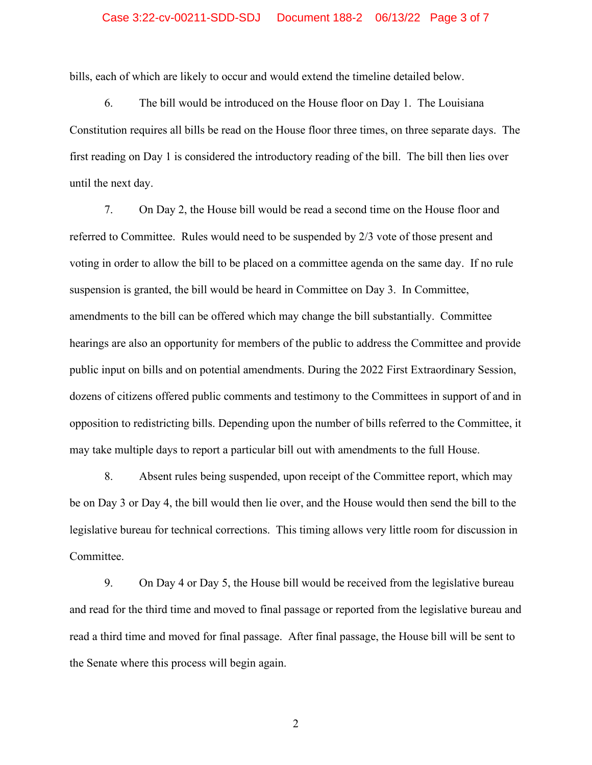bills, each of which are likely to occur and would extend the timeline detailed below.

6. The bill would be introduced on the House floor on Day 1. The Louisiana Constitution requires all bills be read on the House floor three times, on three separate days. The first reading on Day 1 is considered the introductory reading of the bill. The bill then lies over until the next day.

7. On Day 2, the House bill would be read a second time on the House floor and referred to Committee. Rules would need to be suspended by 2/3 vote of those present and voting in order to allow the bill to be placed on a committee agenda on the same day. If no rule suspension is granted, the bill would be heard in Committee on Day 3. In Committee, amendments to the bill can be offered which may change the bill substantially. Committee hearings are also an opportunity for members of the public to address the Committee and provide public input on bills and on potential amendments. During the 2022 First Extraordinary Session, dozens of citizens offered public comments and testimony to the Committees in support of and in opposition to redistricting bills. Depending upon the number of bills referred to the Committee, it may take multiple days to report a particular bill out with amendments to the full House.

8. Absent rules being suspended, upon receipt of the Committee report, which may be on Day 3 or Day 4, the bill would then lie over, and the House would then send the bill to the legislative bureau for technical corrections. This timing allows very little room for discussion in Committee.

9. On Day 4 or Day 5, the House bill would be received from the legislative bureau and read for the third time and moved to final passage or reported from the legislative bureau and read a third time and moved for final passage. After final passage, the House bill will be sent to the Senate where this process will begin again.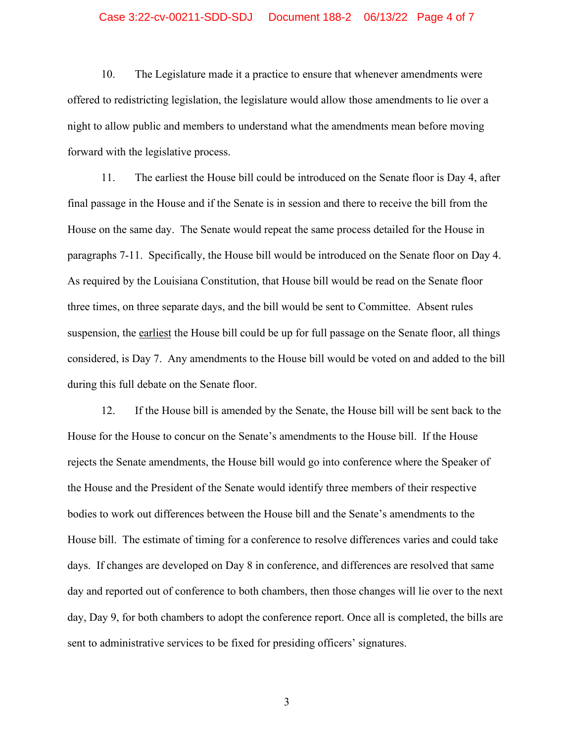10. The Legislature made it a practice to ensure that whenever amendments were offered to redistricting legislation, the legislature would allow those amendments to lie over a night to allow public and members to understand what the amendments mean before moving forward with the legislative process.

11. The earliest the House bill could be introduced on the Senate floor is Day 4, after final passage in the House and if the Senate is in session and there to receive the bill from the House on the same day. The Senate would repeat the same process detailed for the House in paragraphs 7-11. Specifically, the House bill would be introduced on the Senate floor on Day 4. As required by the Louisiana Constitution, that House bill would be read on the Senate floor three times, on three separate days, and the bill would be sent to Committee. Absent rules suspension, the earliest the House bill could be up for full passage on the Senate floor, all things considered, is Day 7. Any amendments to the House bill would be voted on and added to the bill during this full debate on the Senate floor.

12. If the House bill is amended by the Senate, the House bill will be sent back to the House for the House to concur on the Senate's amendments to the House bill. If the House rejects the Senate amendments, the House bill would go into conference where the Speaker of the House and the President of the Senate would identify three members of their respective bodies to work out differences between the House bill and the Senate's amendments to the House bill. The estimate of timing for a conference to resolve differences varies and could take days. If changes are developed on Day 8 in conference, and differences are resolved that same day and reported out of conference to both chambers, then those changes will lie over to the next day, Day 9, for both chambers to adopt the conference report. Once all is completed, the bills are sent to administrative services to be fixed for presiding officers' signatures.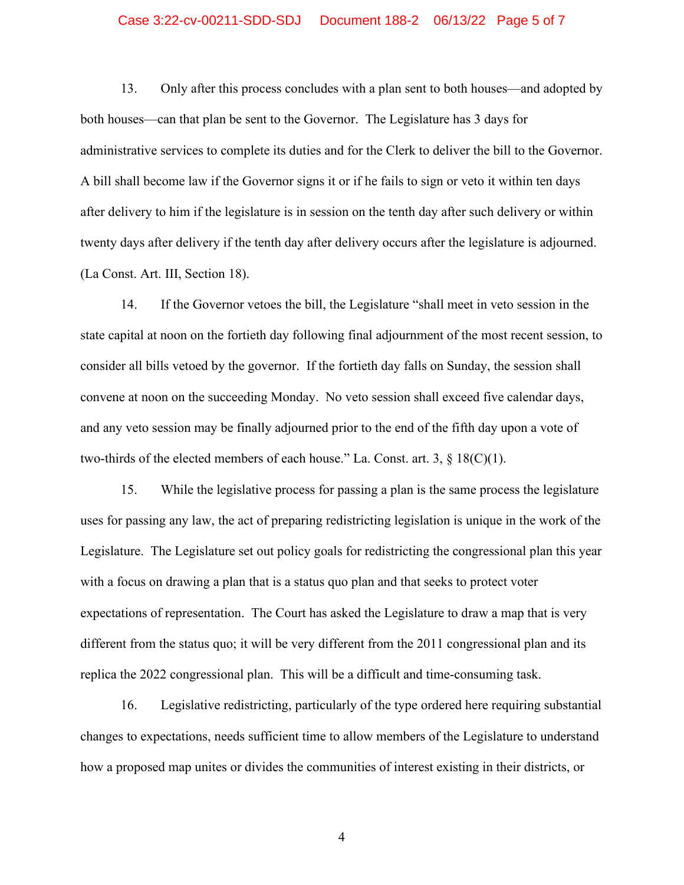13. Only after this process concludes with a plan sent to both houses—and adopted by both houses—can that plan be sent to the Governor. The Legislature has 3 days for administrative services to complete its duties and for the Clerk to deliver the bill to the Governor. A bill shall become law if the Governor signs it or if he fails to sign or veto it within ten days after delivery to him if the legislature is in session on the tenth day after such delivery or within twenty days after delivery if the tenth day after delivery occurs after the legislature is adjourned. (La Const. Art. III, Section 18).

14. If the Governor vetoes the bill, the Legislature "shall meet in veto session in the state capital at noon on the fortieth day following final adjournment of the most recent session, to consider all bills vetoed by the governor. If the fortieth day falls on Sunday, the session shall convene at noon on the succeeding Monday. No veto session shall exceed five calendar days, and any veto session may be finally adjourned prior to the end of the fifth day upon a vote of two-thirds of the elected members of each house." La. Const. art. 3, § 18(C)(1).

15. While the legislative process for passing a plan is the same process the legislature uses for passing any law, the act of preparing redistricting legislation is unique in the work of the Legislature. The Legislature set out policy goals for redistricting the congressional plan this year with a focus on drawing a plan that is a status quo plan and that seeks to protect voter expectations of representation. The Court has asked the Legislature to draw a map that is very different from the status quo; it will be very different from the 2011 congressional plan and its replica the 2022 congressional plan. This will be a difficult and time-consuming task.

16. Legislative redistricting, particularly of the type ordered here requiring substantial changes to expectations, needs sufficient time to allow members of the Legislature to understand how a proposed map unites or divides the communities of interest existing in their districts, or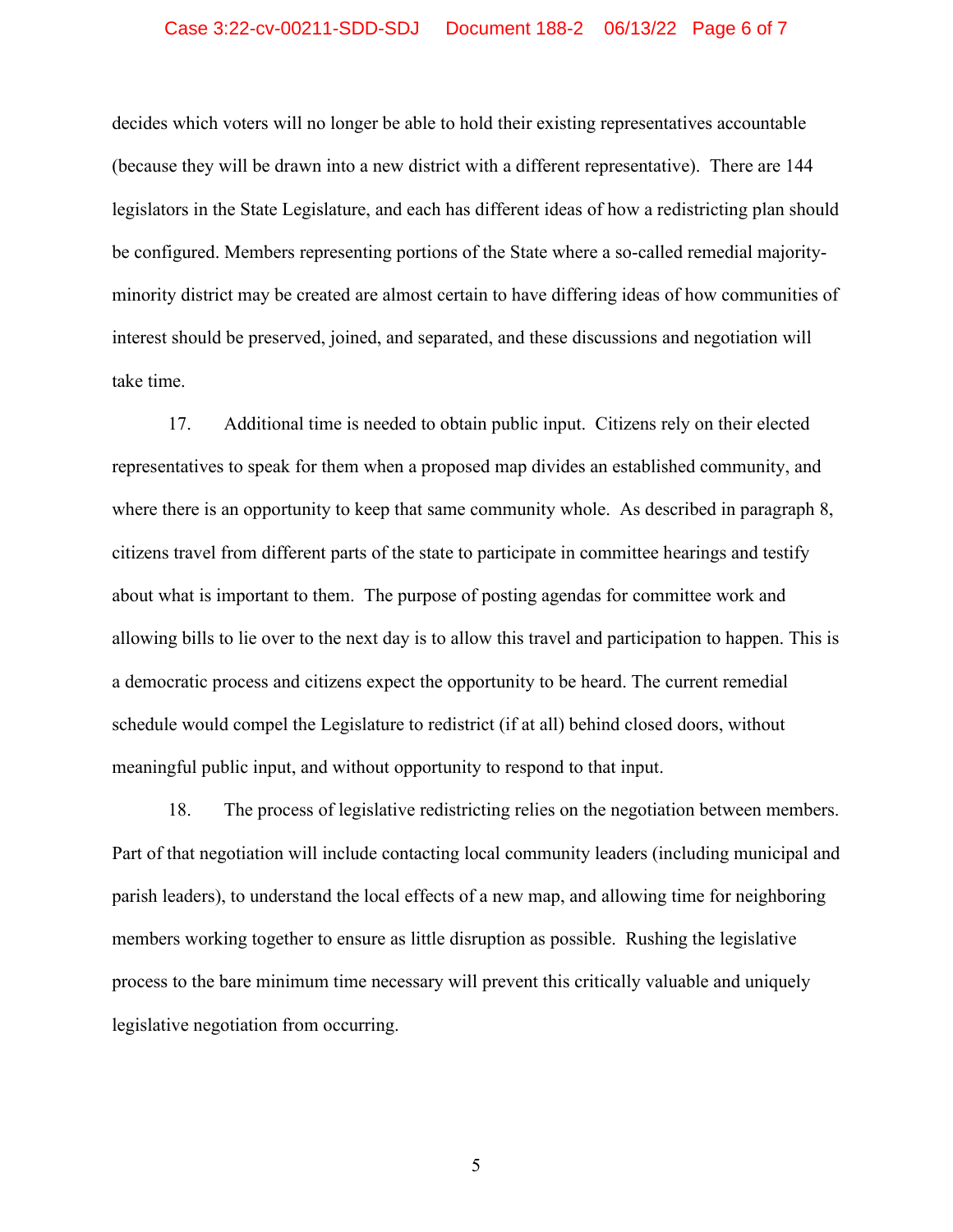decides which voters will no longer be able to hold their existing representatives accountable (because they will be drawn into a new district with a different representative). There are 144 legislators in the State Legislature, and each has different ideas of how a redistricting plan should be configured. Members representing portions of the State where a so-called remedial majority-minority district may be created are almost certain to have differing ideas of how communities of interest should be preserved, joined, and separated, and these discussions and negotiation will take time.

17. Additional time is needed to obtain public input. Citizens rely on their elected representatives to speak for them when a proposed map divides an established community, and where there is an opportunity to keep that same community whole. As described in paragraph 8, citizens travel from different parts of the state to participate in committee hearings and testify about what is important to them. The purpose of posting agendas for committee work and allowing bills to lie over to the next day is to allow this travel and participation to happen. This is a democratic process and citizens expect the opportunity to be heard. The current remedial schedule would compel the Legislature to redistrict (if at all) behind closed doors, without meaningful public input, and without opportunity to respond to that input.

18. The process of legislative redistricting relies on the negotiation between members. Part of that negotiation will include contacting local community leaders (including municipal and parish leaders), to understand the local effects of a new map, and allowing time for neighboring members working together to ensure as little disruption as possible. Rushing the legislative process to the bare minimum time necessary will prevent this critically valuable and uniquely legislative negotiation from occurring.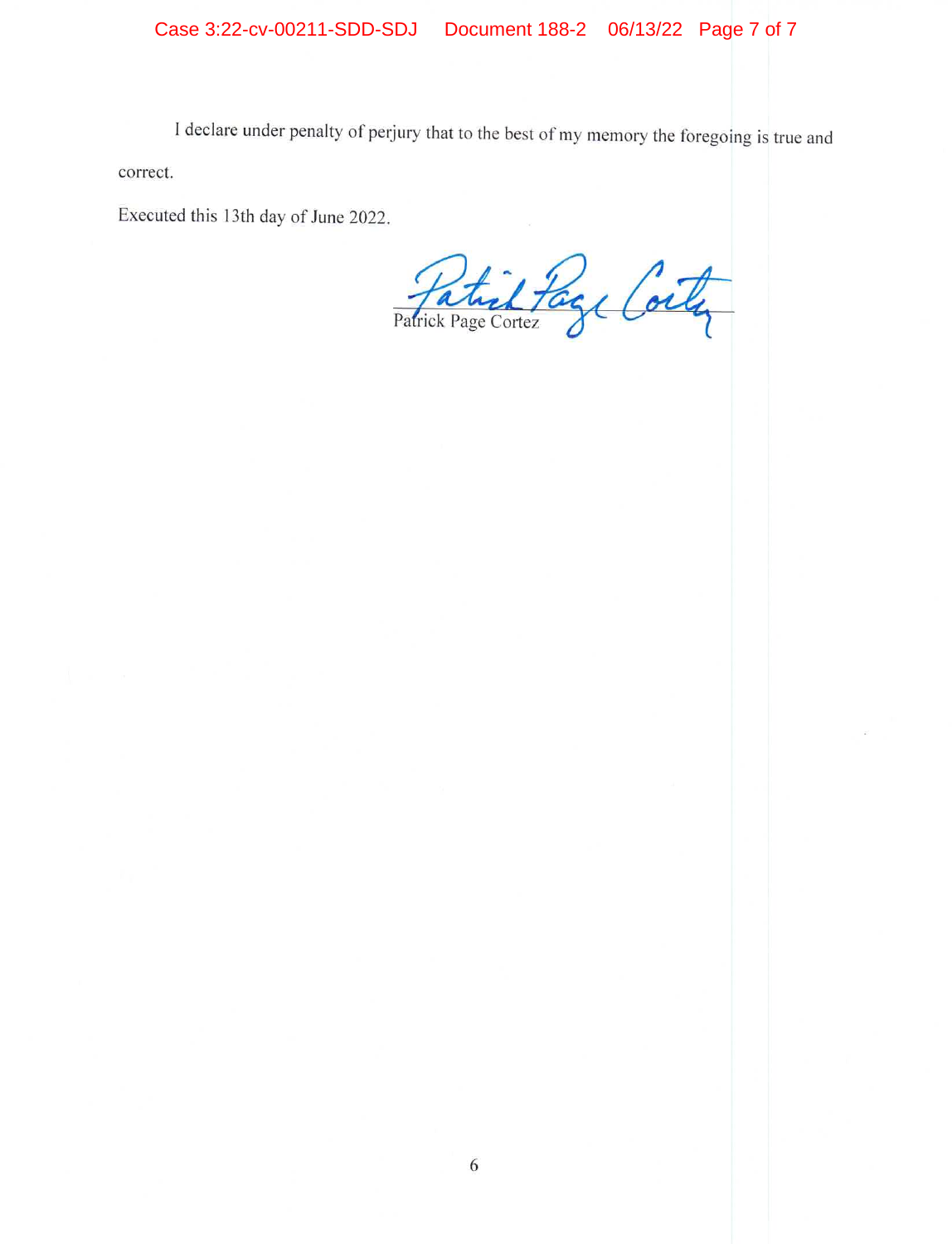I declare under penalty of perjury that to the best of my memory the foregoing is true and correct.

Executed this 13th day of June 2022.

Patrick Page Cortez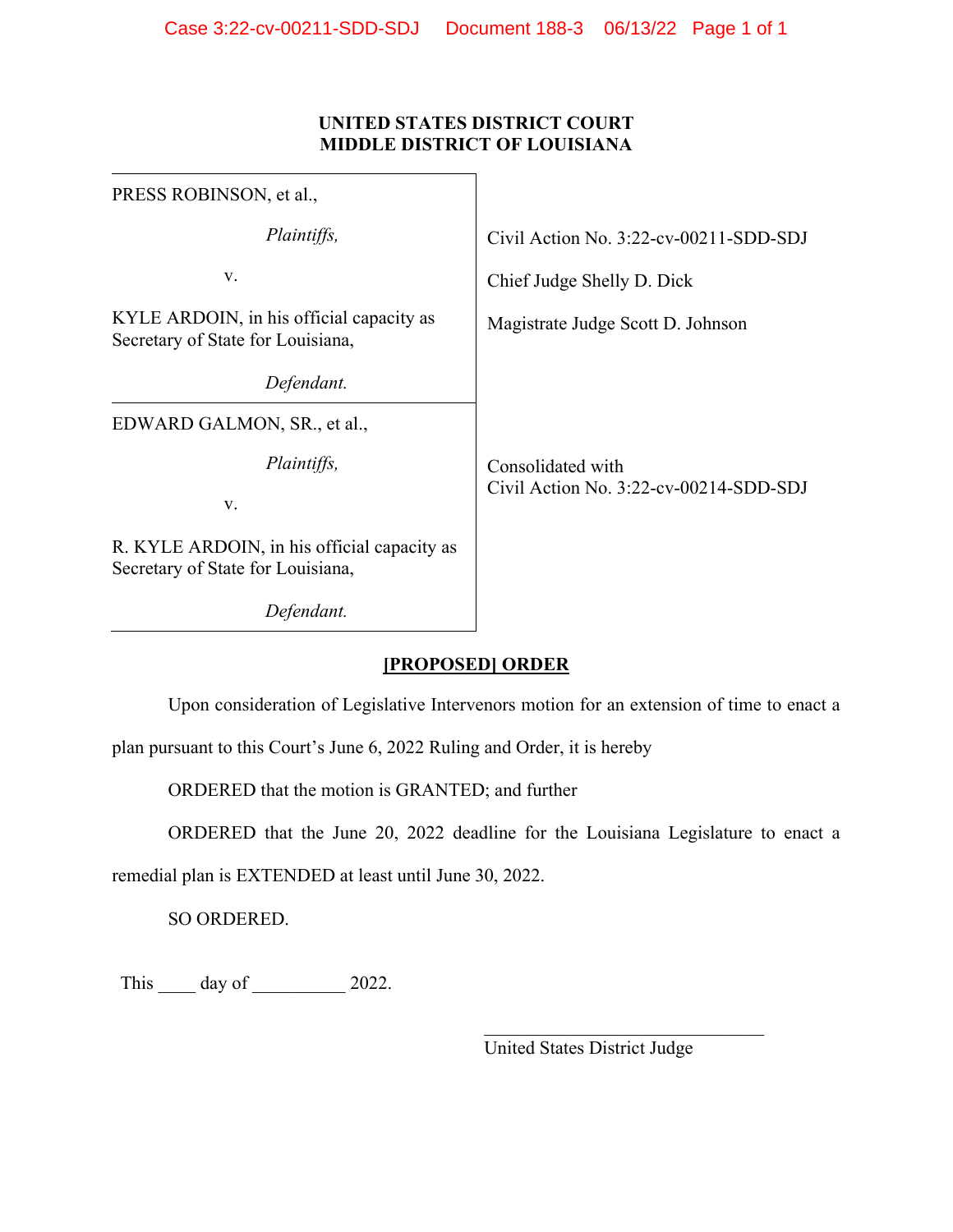**UNITED STATES DISTRICT COURT**
**MIDDLE DISTRICT OF LOUISIANA**

| | |
|---|---|
| PRESS ROBINSON, et al.,<br><br>*Plaintiffs,*<br><br>v.<br><br>KYLE ARDOIN, in his official capacity as Secretary of State for Louisiana,<br><br>*Defendant.* | Civil Action No. 3:22-cv-00211-SDD-SDJ<br><br>Chief Judge Shelly D. Dick<br><br>Magistrate Judge Scott D. Johnson |
| EDWARD GALMON, SR., et al.,<br><br>*Plaintiffs,*<br><br>v.<br><br>R. KYLE ARDOIN, in his official capacity as Secretary of State for Louisiana,<br><br>*Defendant.* | Consolidated with<br>Civil Action No. 3:22-cv-00214-SDD-SDJ |

**[PROPOSED] ORDER**

Upon consideration of Legislative Intervenors motion for an extension of time to enact a plan pursuant to this Court's June 6, 2022 Ruling and Order, it is hereby

ORDERED that the motion is GRANTED; and further

ORDERED that the June 20, 2022 deadline for the Louisiana Legislature to enact a remedial plan is EXTENDED at least until June 30, 2022.

SO ORDERED.

This ____ day of __________ 2022.

______________________________
United States District Judge